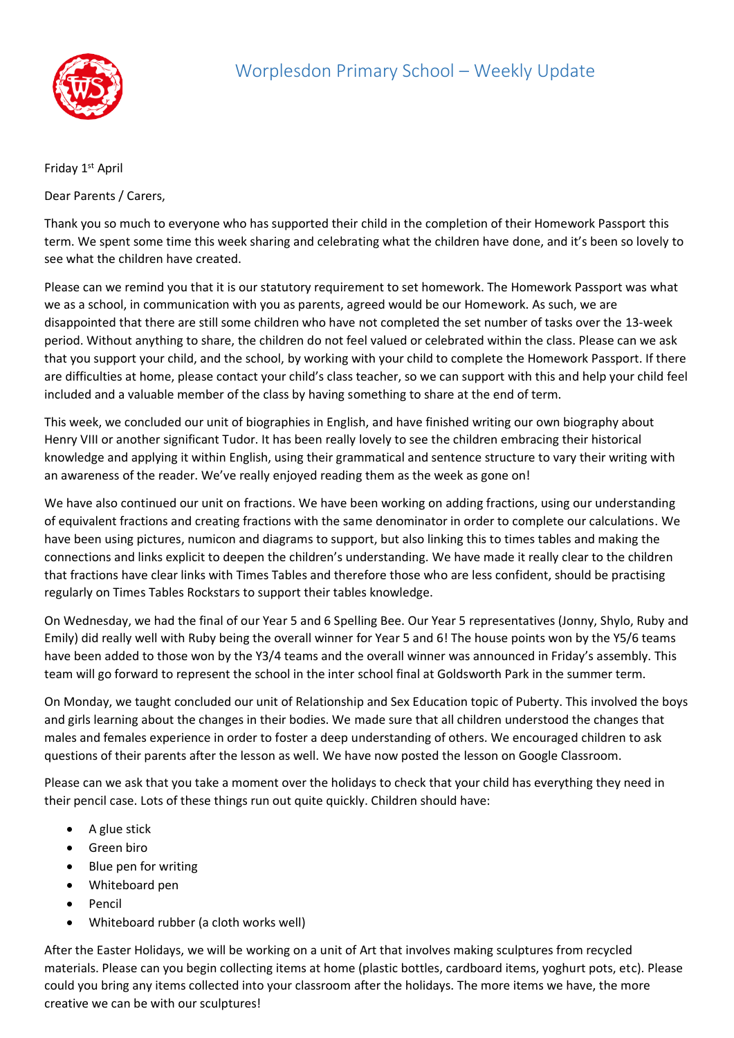# Worplesdon Primary School – Weekly Update

Friday 1st April

Dear Parents / Carers,

Thank you so much to everyone who has supported their child in the completion of their Homework Passport this term. We spent some time this week sharing and celebrating what the children have done, and it's been so lovely to see what the children have created.

Please can we remind you that it is our statutory requirement to set homework. The Homework Passport was what we as a school, in communication with you as parents, agreed would be our Homework. As such, we are disappointed that there are still some children who have not completed the set number of tasks over the 13-week period. Without anything to share, the children do not feel valued or celebrated within the class. Please can we ask that you support your child, and the school, by working with your child to complete the Homework Passport. If there are difficulties at home, please contact your child's class teacher, so we can support with this and help your child feel included and a valuable member of the class by having something to share at the end of term.

This week, we concluded our unit of biographies in English, and have finished writing our own biography about Henry VIII or another significant Tudor. It has been really lovely to see the children embracing their historical knowledge and applying it within English, using their grammatical and sentence structure to vary their writing with an awareness of the reader. We've really enjoyed reading them as the week as gone on!

We have also continued our unit on fractions. We have been working on adding fractions, using our understanding of equivalent fractions and creating fractions with the same denominator in order to complete our calculations. We have been using pictures, numicon and diagrams to support, but also linking this to times tables and making the connections and links explicit to deepen the children's understanding. We have made it really clear to the children that fractions have clear links with Times Tables and therefore those who are less confident, should be practising regularly on Times Tables Rockstars to support their tables knowledge.

On Wednesday, we had the final of our Year 5 and 6 Spelling Bee. Our Year 5 representatives (Jonny, Shylo, Ruby and Emily) did really well with Ruby being the overall winner for Year 5 and 6! The house points won by the Y5/6 teams have been added to those won by the Y3/4 teams and the overall winner was announced in Friday's assembly. This team will go forward to represent the school in the inter school final at Goldsworth Park in the summer term.

On Monday, we taught concluded our unit of Relationship and Sex Education topic of Puberty. This involved the boys and girls learning about the changes in their bodies. We made sure that all children understood the changes that males and females experience in order to foster a deep understanding of others. We encouraged children to ask questions of their parents after the lesson as well. We have now posted the lesson on Google Classroom.

Please can we ask that you take a moment over the holidays to check that your child has everything they need in their pencil case. Lots of these things run out quite quickly. Children should have:

- A glue stick
- Green biro
- Blue pen for writing
- Whiteboard pen
- Pencil
- Whiteboard rubber (a cloth works well)

After the Easter Holidays, we will be working on a unit of Art that involves making sculptures from recycled materials. Please can you begin collecting items at home (plastic bottles, cardboard items, yoghurt pots, etc). Please could you bring any items collected into your classroom after the holidays. The more items we have, the more creative we can be with our sculptures!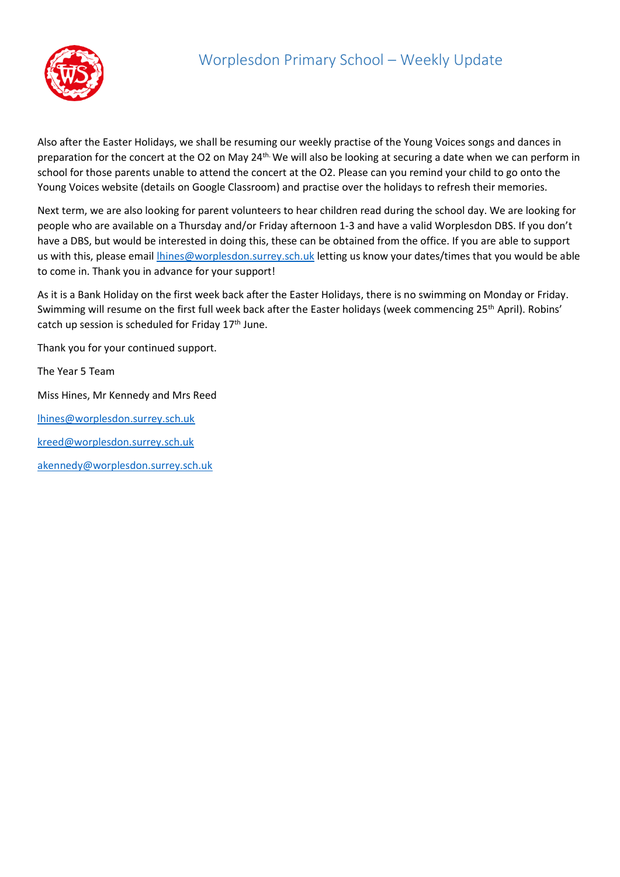# Worplesdon Primary School – Weekly Update

Also after the Easter Holidays, we shall be resuming our weekly practise of the Young Voices songs and dances in preparation for the concert at the O2 on May 24th. We will also be looking at securing a date when we can perform in school for those parents unable to attend the concert at the O2. Please can you remind your child to go onto the Young Voices website (details on Google Classroom) and practise over the holidays to refresh their memories.

Next term, we are also looking for parent volunteers to hear children read during the school day. We are looking for people who are available on a Thursday and/or Friday afternoon 1-3 and have a valid Worplesdon DBS. If you don't have a DBS, but would be interested in doing this, these can be obtained from the office. If you are able to support us with this, please email lhines@worplesdon.surrey.sch.uk letting us know your dates/times that you would be able to come in. Thank you in advance for your support!

As it is a Bank Holiday on the first week back after the Easter Holidays, there is no swimming on Monday or Friday. Swimming will resume on the first full week back after the Easter holidays (week commencing 25th April). Robins' catch up session is scheduled for Friday 17th June.

Thank you for your continued support.

The Year 5 Team

Miss Hines, Mr Kennedy and Mrs Reed

lhines@worplesdon.surrey.sch.uk

kreed@worplesdon.surrey.sch.uk

akennedy@worplesdon.surrey.sch.uk